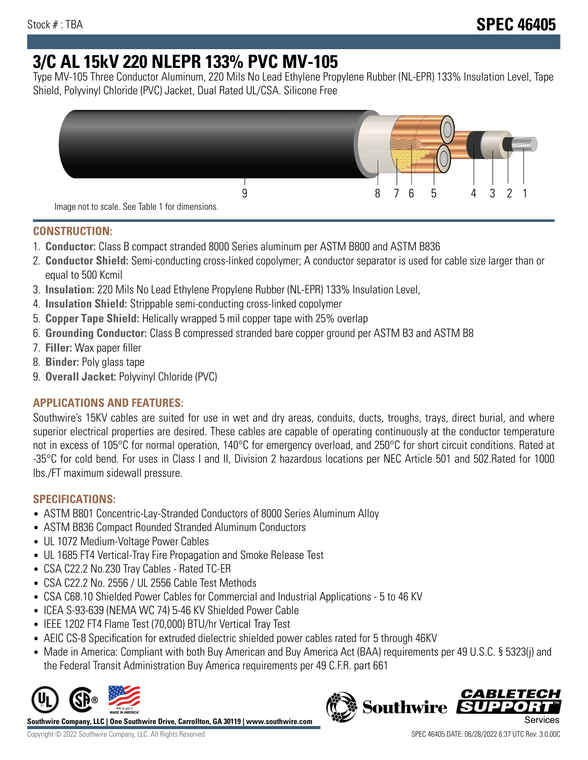Stock # : TBA

# SPEC 46405

# 3/C AL 15kV 220 NLEPR 133% PVC MV-105

Type MV-105 Three Conductor Aluminum, 220 Mils No Lead Ethylene Propylene Rubber (NL-EPR) 133% Insulation Level, Tape Shield, Polyvinyl Chloride (PVC) Jacket, Dual Rated UL/CSA. Silicone Free

Image not to scale. See Table 1 for dimensions.

## CONSTRUCTION:

1. **Conductor:** Class B compact stranded 8000 Series aluminum per ASTM B800 and ASTM B836
2. **Conductor Shield:** Semi-conducting cross-linked copolymer; A conductor separator is used for cable size larger than or equal to 500 Kcmil
3. **Insulation:** 220 Mils No Lead Ethylene Propylene Rubber (NL-EPR) 133% Insulation Level,
4. **Insulation Shield:** Strippable semi-conducting cross-linked copolymer
5. **Copper Tape Shield:** Helically wrapped 5 mil copper tape with 25% overlap
6. **Grounding Conductor:** Class B compressed stranded bare copper ground per ASTM B3 and ASTM B8
7. **Filler:** Wax paper filler
8. **Binder:** Poly glass tape
9. **Overall Jacket:** Polyvinyl Chloride (PVC)

## APPLICATIONS AND FEATURES:

Southwire's 15KV cables are suited for use in wet and dry areas, conduits, ducts, troughs, trays, direct burial, and where superior electrical properties are desired. These cables are capable of operating continuously at the conductor temperature not in excess of 105°C for normal operation, 140°C for emergency overload, and 250°C for short circuit conditions. Rated at -35°C for cold bend. For uses in Class I and II, Division 2 hazardous locations per NEC Article 501 and 502.Rated for 1000 lbs./FT maximum sidewall pressure.

## SPECIFICATIONS:

- ASTM B801 Concentric-Lay-Stranded Conductors of 8000 Series Aluminum Alloy
- ASTM B836 Compact Rounded Stranded Aluminum Conductors
- UL 1072 Medium-Voltage Power Cables
- UL 1685 FT4 Vertical-Tray Fire Propagation and Smoke Release Test
- CSA C22.2 No.230 Tray Cables - Rated TC-ER
- CSA C22.2 No. 2556 / UL 2556 Cable Test Methods
- CSA C68.10 Shielded Power Cables for Commercial and Industrial Applications - 5 to 46 KV
- ICEA S-93-639 (NEMA WC 74) 5-46 KV Shielded Power Cable
- IEEE 1202 FT4 Flame Test (70,000) BTU/hr Vertical Tray Test
- AEIC CS-8 Specification for extruded dielectric shielded power cables rated for 5 through 46KV
- Made in America: Compliant with both Buy American and Buy America Act (BAA) requirements per 49 U.S.C. § 5323(j) and the Federal Transit Administration Buy America requirements per 49 C.F.R. part 661

**Southwire Company, LLC | One Southwire Drive, Carrollton, GA 30119 | www.southwire.com**

Copyright © 2022 Southwire Company, LLC. All Rights Reserved

SPEC 46405 DATE: 06/28/2022 6:37 UTC Rev: 3.0.00C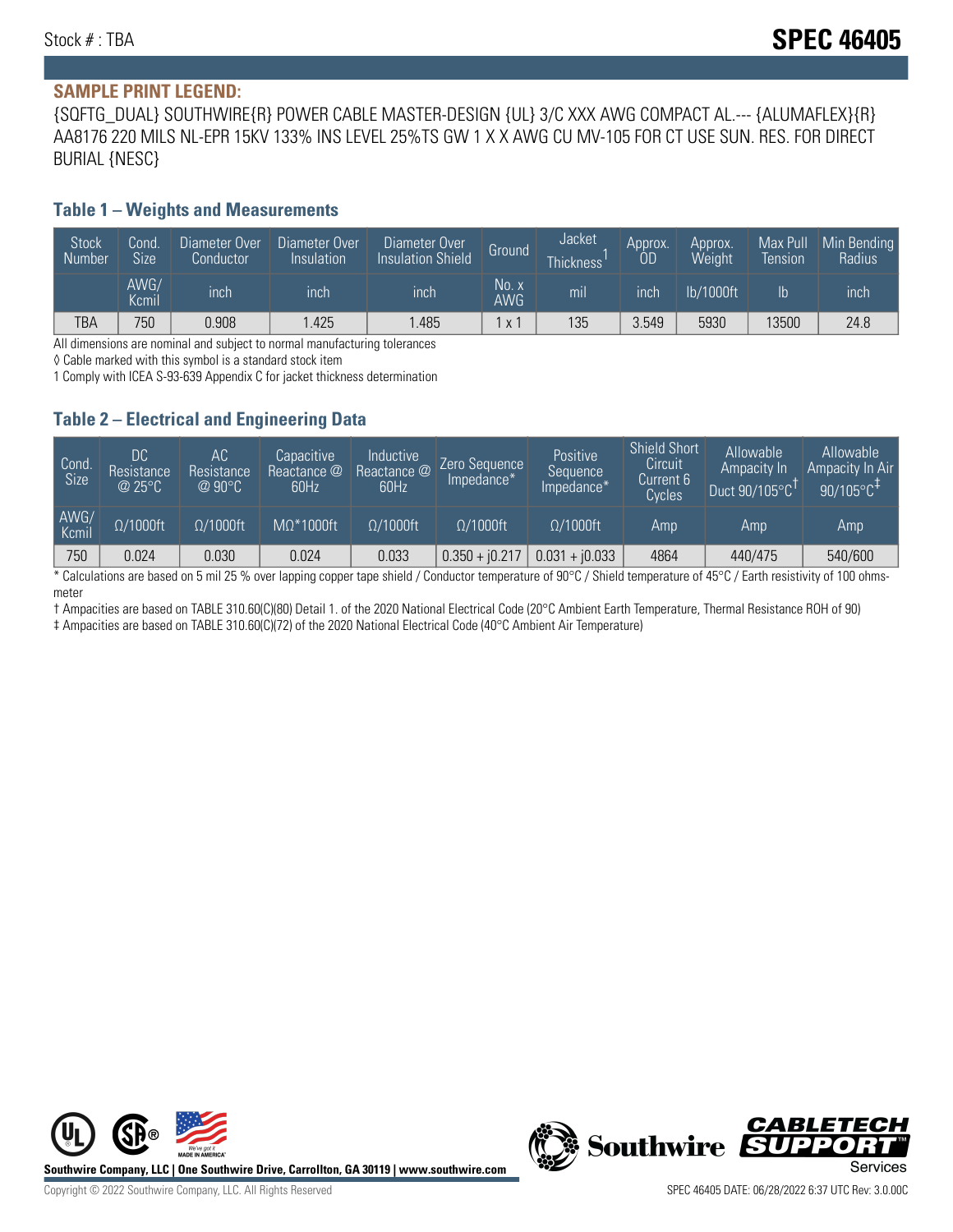Stock # : TBA

# SPEC 46405

**SAMPLE PRINT LEGEND:**

{SQFTG_DUAL} SOUTHWIRE{R} POWER CABLE MASTER-DESIGN {UL} 3/C XXX AWG COMPACT AL.--- {ALUMAFLEX}{R} AA8176 220 MILS NL-EPR 15KV 133% INS LEVEL 25%TS GW 1 X X AWG CU MV-105 FOR CT USE SUN. RES. FOR DIRECT BURIAL {NESC}

## Table 1 – Weights and Measurements

| Stock Number | Cond. Size | Diameter Over Conductor | Diameter Over Insulation | Diameter Over Insulation Shield | Ground | Jacket Thickness[1] | Approx. OD | Approx. Weight | Max Pull Tension | Min Bending Radius |
|---|---|---|---|---|---|---|---|---|---|---|
| | AWG/ Kcmil | inch | inch | inch | No. x AWG | mil | inch | lb/1000ft | lb | inch |
| TBA | 750 | 0.908 | 1.425 | 1.485 | 1 x 1 | 135 | 3.549 | 5930 | 13500 | 24.8 |

All dimensions are nominal and subject to normal manufacturing tolerances

◊ Cable marked with this symbol is a standard stock item

1 Comply with ICEA S-93-639 Appendix C for jacket thickness determination

## Table 2 – Electrical and Engineering Data

| Cond. Size | DC Resistance @ 25°C | AC Resistance @ 90°C | Capacitive Reactance @ 60Hz | Inductive Reactance @ 60Hz | Zero Sequence Impedance* | Positive Sequence Impedance* | Shield Short Circuit Current 6 Cycles | Allowable Ampacity In Duct 90/105°C† | Allowable Ampacity In Air 90/105°C‡ |
|---|---|---|---|---|---|---|---|---|---|
| AWG/ Kcmil | Ω/1000ft | Ω/1000ft | MΩ*1000ft | Ω/1000ft | Ω/1000ft | Ω/1000ft | Amp | Amp | Amp |
| 750 | 0.024 | 0.030 | 0.024 | 0.033 | 0.350 + j0.217 | 0.031 + j0.033 | 4864 | 440/475 | 540/600 |

* Calculations are based on 5 mil 25 % over lapping copper tape shield / Conductor temperature of 90°C / Shield temperature of 45°C / Earth resistivity of 100 ohms-meter

† Ampacities are based on TABLE 310.60(C)(80) Detail 1. of the 2020 National Electrical Code (20°C Ambient Earth Temperature, Thermal Resistance ROH of 90)

‡ Ampacities are based on TABLE 310.60(C)(72) of the 2020 National Electrical Code (40°C Ambient Air Temperature)

Southwire Company, LLC | One Southwire Drive, Carrollton, GA 30119 | www.southwire.com

Copyright © 2022 Southwire Company, LLC. All Rights Reserved

SPEC 46405 DATE: 06/28/2022 6:37 UTC Rev: 3.0.00C